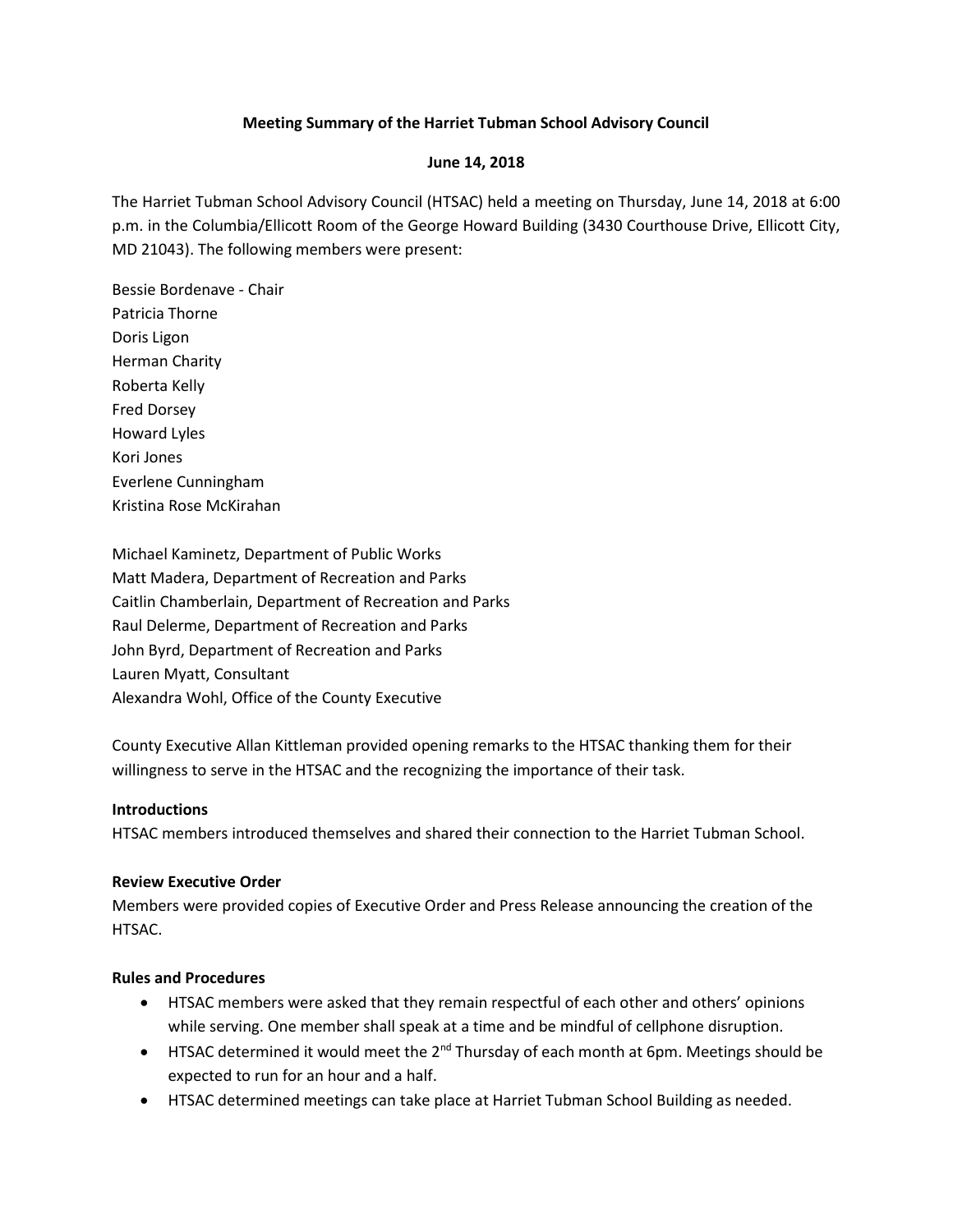**Meeting Summary of the Harriet Tubman School Advisory Council**

**June 14, 2018**

The Harriet Tubman School Advisory Council (HTSAC) held a meeting on Thursday, June 14, 2018 at 6:00 p.m. in the Columbia/Ellicott Room of the George Howard Building (3430 Courthouse Drive, Ellicott City, MD 21043). The following members were present:

Bessie Bordenave - Chair
Patricia Thorne
Doris Ligon
Herman Charity
Roberta Kelly
Fred Dorsey
Howard Lyles
Kori Jones
Everlene Cunningham
Kristina Rose McKirahan

Michael Kaminetz, Department of Public Works
Matt Madera, Department of Recreation and Parks
Caitlin Chamberlain, Department of Recreation and Parks
Raul Delerme, Department of Recreation and Parks
John Byrd, Department of Recreation and Parks
Lauren Myatt, Consultant
Alexandra Wohl, Office of the County Executive

County Executive Allan Kittleman provided opening remarks to the HTSAC thanking them for their willingness to serve in the HTSAC and the recognizing the importance of their task.

**Introductions**
HTSAC members introduced themselves and shared their connection to the Harriet Tubman School.

**Review Executive Order**
Members were provided copies of Executive Order and Press Release announcing the creation of the HTSAC.

**Rules and Procedures**

- HTSAC members were asked that they remain respectful of each other and others' opinions while serving. One member shall speak at a time and be mindful of cellphone disruption.
- HTSAC determined it would meet the 2nd Thursday of each month at 6pm. Meetings should be expected to run for an hour and a half.
- HTSAC determined meetings can take place at Harriet Tubman School Building as needed.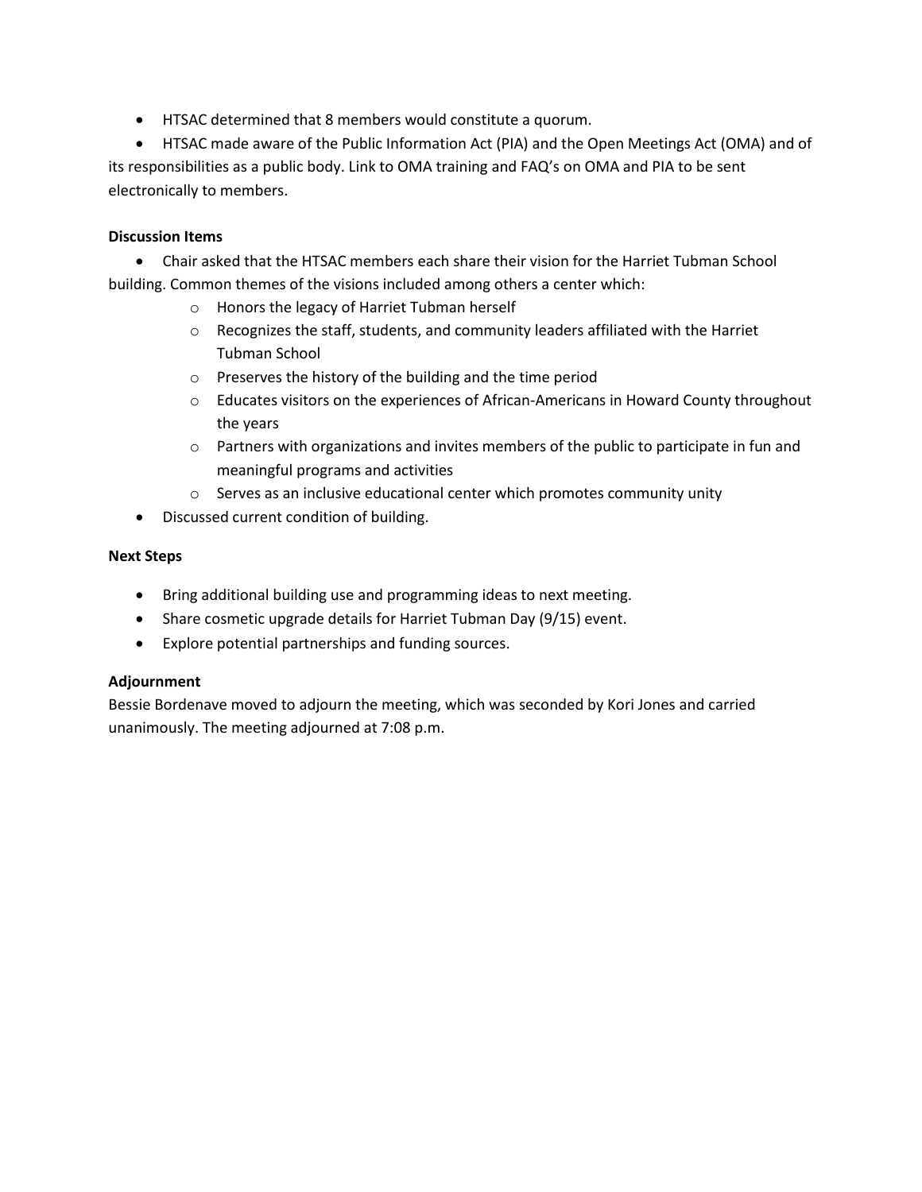- HTSAC determined that 8 members would constitute a quorum.
- HTSAC made aware of the Public Information Act (PIA) and the Open Meetings Act (OMA) and of its responsibilities as a public body. Link to OMA training and FAQ's on OMA and PIA to be sent electronically to members.

**Discussion Items**

- Chair asked that the HTSAC members each share their vision for the Harriet Tubman School building. Common themes of the visions included among others a center which:
  - Honors the legacy of Harriet Tubman herself
  - Recognizes the staff, students, and community leaders affiliated with the Harriet Tubman School
  - Preserves the history of the building and the time period
  - Educates visitors on the experiences of African-Americans in Howard County throughout the years
  - Partners with organizations and invites members of the public to participate in fun and meaningful programs and activities
  - Serves as an inclusive educational center which promotes community unity
- Discussed current condition of building.

**Next Steps**

- Bring additional building use and programming ideas to next meeting.
- Share cosmetic upgrade details for Harriet Tubman Day (9/15) event.
- Explore potential partnerships and funding sources.

**Adjournment**

Bessie Bordenave moved to adjourn the meeting, which was seconded by Kori Jones and carried unanimously. The meeting adjourned at 7:08 p.m.